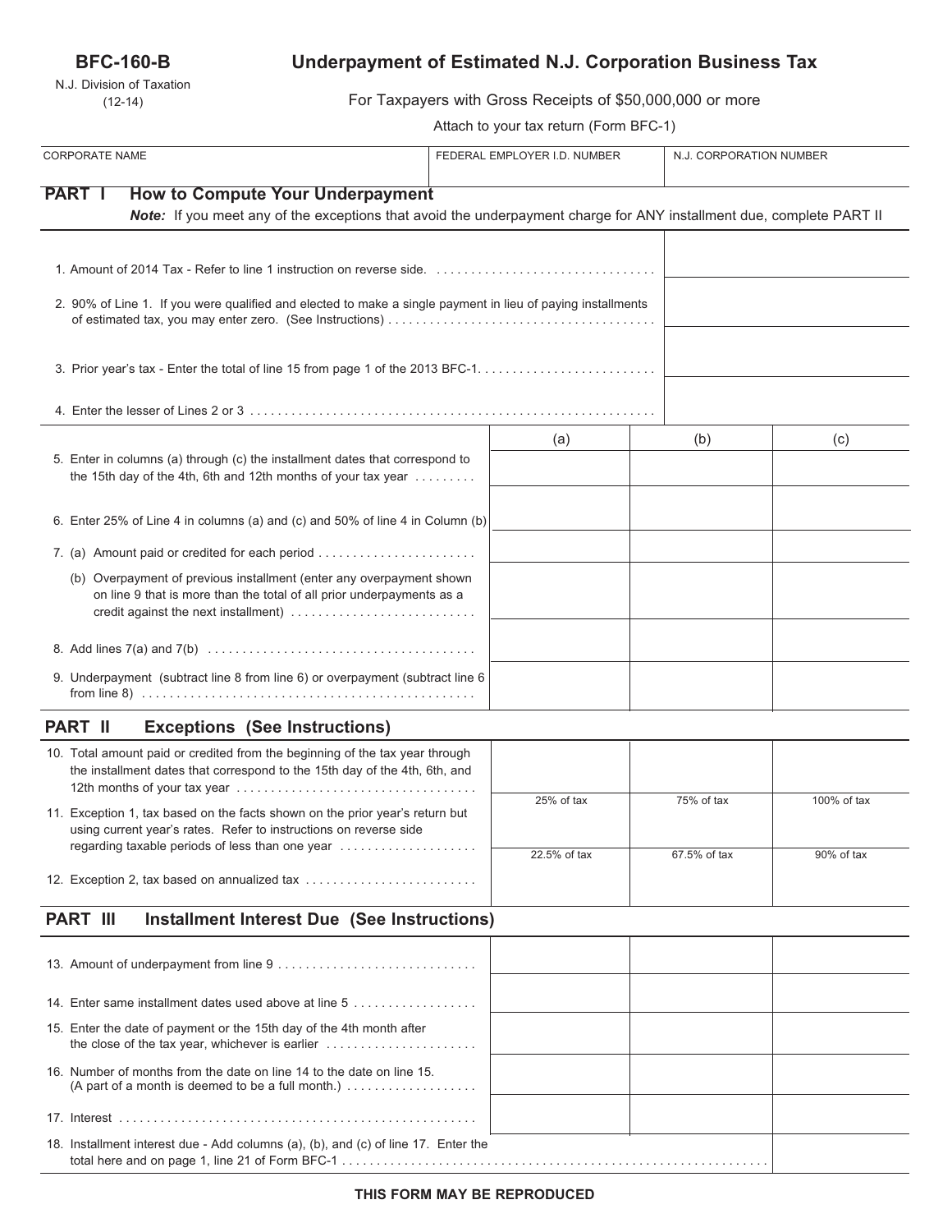**BFC-160-B**

N.J. Division of Taxation
(12-14)

# Underpayment of Estimated N.J. Corporation Business Tax

For Taxpayers with Gross Receipts of $50,000,000 or more

Attach to your tax return (Form BFC-1)

| CORPORATE NAME | FEDERAL EMPLOYER I.D. NUMBER | N.J. CORPORATION NUMBER |
|---|---|---|
| | | |

## PART I How to Compute Your Underpayment

***Note:*** *If you meet any of the exceptions that avoid the underpayment charge for ANY installment due, complete PART II*

| | |
|---|---|
| 1. Amount of 2014 Tax - Refer to line 1 instruction on reverse side. | |
| 2. 90% of Line 1. If you were qualified and elected to make a single payment in lieu of paying installments of estimated tax, you may enter zero. (See Instructions) | |
| 3. Prior year's tax - Enter the total of line 15 from page 1 of the 2013 BFC-1. | |
| 4. Enter the lesser of Lines 2 or 3 | |

| | (a) | (b) | (c) |
|---|---|---|---|
| 5. Enter in columns (a) through (c) the installment dates that correspond to the 15th day of the 4th, 6th and 12th months of your tax year | | | |
| 6. Enter 25% of Line 4 in columns (a) and (c) and 50% of line 4 in Column (b) | | | |
| 7. (a) Amount paid or credited for each period | | | |
| (b) Overpayment of previous installment (enter any overpayment shown on line 9 that is more than the total of all prior underpayments as a credit against the next installment) | | | |
| 8. Add lines 7(a) and 7(b) | | | |
| 9. Underpayment (subtract line 8 from line 6) or overpayment (subtract line 6 from line 8) | | | |

## PART II Exceptions (See Instructions)

| | | | |
|---|---|---|---|
| 10. Total amount paid or credited from the beginning of the tax year through the installment dates that correspond to the 15th day of the 4th, 6th, and 12th months of your tax year | | | |
| 11. Exception 1, tax based on the facts shown on the prior year's return but using current year's rates. Refer to instructions on reverse side regarding taxable periods of less than one year | 25% of tax | 75% of tax | 100% of tax |
| 12. Exception 2, tax based on annualized tax | 22.5% of tax | 67.5% of tax | 90% of tax |

## PART III Installment Interest Due (See Instructions)

| | | | |
|---|---|---|---|
| 13. Amount of underpayment from line 9 | | | |
| 14. Enter same installment dates used above at line 5 | | | |
| 15. Enter the date of payment or the 15th day of the 4th month after the close of the tax year, whichever is earlier | | | |
| 16. Number of months from the date on line 14 to the date on line 15. (A part of a month is deemed to be a full month.) | | | |
| 17. Interest | | | |
| 18. Installment interest due - Add columns (a), (b), and (c) of line 17. Enter the total here and on page 1, line 21 of Form BFC-1 | | | |

**THIS FORM MAY BE REPRODUCED**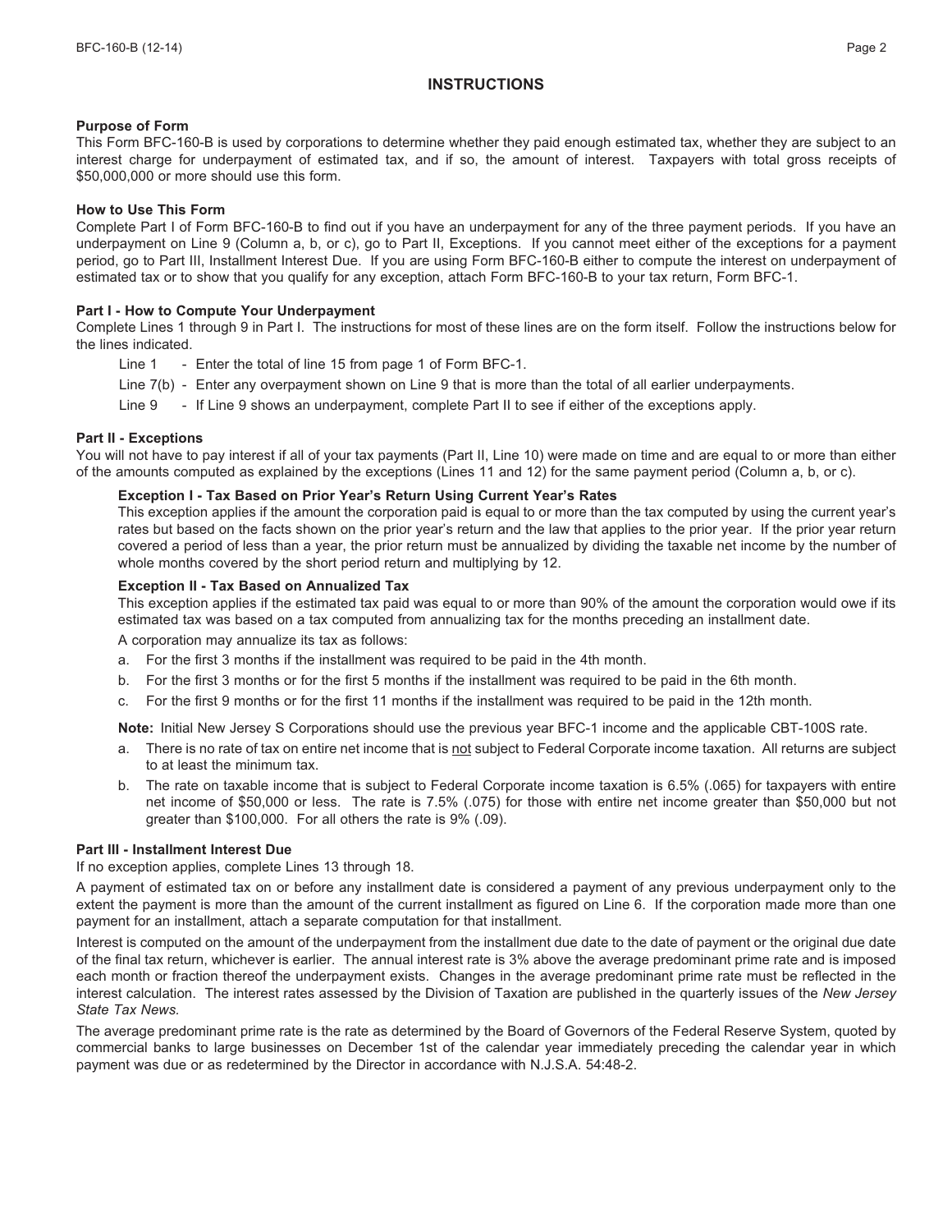# INSTRUCTIONS

## Purpose of Form

This Form BFC-160-B is used by corporations to determine whether they paid enough estimated tax, whether they are subject to an interest charge for underpayment of estimated tax, and if so, the amount of interest. Taxpayers with total gross receipts of $50,000,000 or more should use this form.

## How to Use This Form

Complete Part I of Form BFC-160-B to find out if you have an underpayment for any of the three payment periods. If you have an underpayment on Line 9 (Column a, b, or c), go to Part II, Exceptions. If you cannot meet either of the exceptions for a payment period, go to Part III, Installment Interest Due. If you are using Form BFC-160-B either to compute the interest on underpayment of estimated tax or to show that you qualify for any exception, attach Form BFC-160-B to your tax return, Form BFC-1.

## Part I - How to Compute Your Underpayment

Complete Lines 1 through 9 in Part I. The instructions for most of these lines are on the form itself. Follow the instructions below for the lines indicated.

- Line 1 - Enter the total of line 15 from page 1 of Form BFC-1.
- Line 7(b) - Enter any overpayment shown on Line 9 that is more than the total of all earlier underpayments.
- Line 9 - If Line 9 shows an underpayment, complete Part II to see if either of the exceptions apply.

## Part II - Exceptions

You will not have to pay interest if all of your tax payments (Part II, Line 10) were made on time and are equal to or more than either of the amounts computed as explained by the exceptions (Lines 11 and 12) for the same payment period (Column a, b, or c).

### Exception I - Tax Based on Prior Year's Return Using Current Year's Rates

This exception applies if the amount the corporation paid is equal to or more than the tax computed by using the current year's rates but based on the facts shown on the prior year's return and the law that applies to the prior year. If the prior year return covered a period of less than a year, the prior return must be annualized by dividing the taxable net income by the number of whole months covered by the short period return and multiplying by 12.

### Exception II - Tax Based on Annualized Tax

This exception applies if the estimated tax paid was equal to or more than 90% of the amount the corporation would owe if its estimated tax was based on a tax computed from annualizing tax for the months preceding an installment date.

A corporation may annualize its tax as follows:

a. For the first 3 months if the installment was required to be paid in the 4th month.
b. For the first 3 months or for the first 5 months if the installment was required to be paid in the 6th month.
c. For the first 9 months or for the first 11 months if the installment was required to be paid in the 12th month.

**Note:** Initial New Jersey S Corporations should use the previous year BFC-1 income and the applicable CBT-100S rate.

a. There is no rate of tax on entire net income that is not subject to Federal Corporate income taxation. All returns are subject to at least the minimum tax.
b. The rate on taxable income that is subject to Federal Corporate income taxation is 6.5% (.065) for taxpayers with entire net income of $50,000 or less. The rate is 7.5% (.075) for those with entire net income greater than $50,000 but not greater than $100,000. For all others the rate is 9% (.09).

## Part III - Installment Interest Due

If no exception applies, complete Lines 13 through 18.

A payment of estimated tax on or before any installment date is considered a payment of any previous underpayment only to the extent the payment is more than the amount of the current installment as figured on Line 6. If the corporation made more than one payment for an installment, attach a separate computation for that installment.

Interest is computed on the amount of the underpayment from the installment due date to the date of payment or the original due date of the final tax return, whichever is earlier. The annual interest rate is 3% above the average predominant prime rate and is imposed each month or fraction thereof the underpayment exists. Changes in the average predominant prime rate must be reflected in the interest calculation. The interest rates assessed by the Division of Taxation are published in the quarterly issues of the *New Jersey State Tax News.*

The average predominant prime rate is the rate as determined by the Board of Governors of the Federal Reserve System, quoted by commercial banks to large businesses on December 1st of the calendar year immediately preceding the calendar year in which payment was due or as redetermined by the Director in accordance with N.J.S.A. 54:48-2.